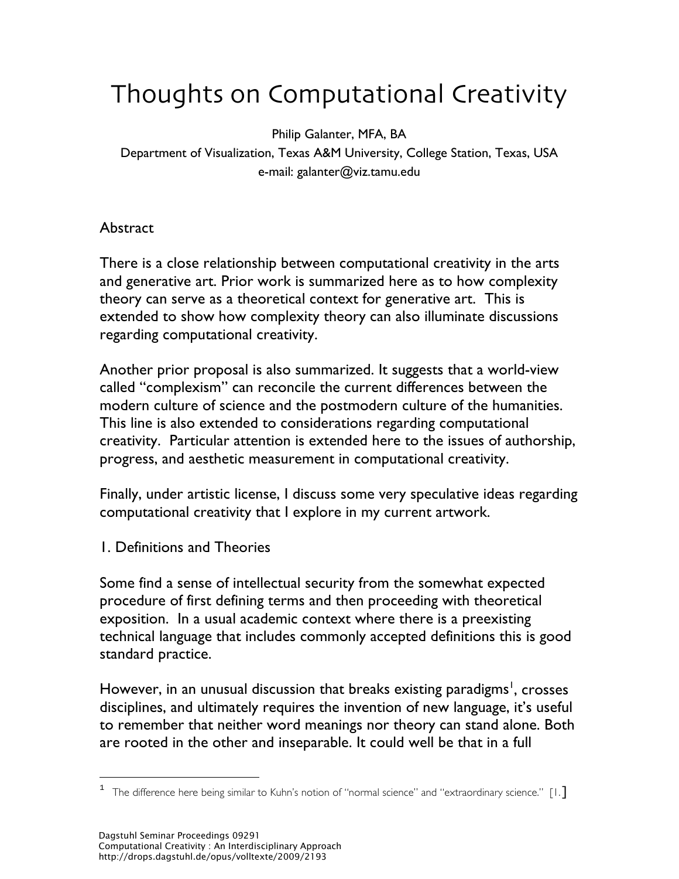# Thoughts on Computational Creativity

Philip Galanter, MFA, BA
Department of Visualization, Texas A&M University, College Station, Texas, USA
e-mail: galanter@viz.tamu.edu

## Abstract

There is a close relationship between computational creativity in the arts and generative art. Prior work is summarized here as to how complexity theory can serve as a theoretical context for generative art. This is extended to show how complexity theory can also illuminate discussions regarding computational creativity.

Another prior proposal is also summarized. It suggests that a world-view called "complexism" can reconcile the current differences between the modern culture of science and the postmodern culture of the humanities. This line is also extended to considerations regarding computational creativity. Particular attention is extended here to the issues of authorship, progress, and aesthetic measurement in computational creativity.

Finally, under artistic license, I discuss some very speculative ideas regarding computational creativity that I explore in my current artwork.

## 1. Definitions and Theories

Some find a sense of intellectual security from the somewhat expected procedure of first defining terms and then proceeding with theoretical exposition. In a usual academic context where there is a preexisting technical language that includes commonly accepted definitions this is good standard practice.

However, in an unusual discussion that breaks existing paradigms[1], crosses disciplines, and ultimately requires the invention of new language, it's useful to remember that neither word meanings nor theory can stand alone. Both are rooted in the other and inseparable. It could well be that in a full

[1] The difference here being similar to Kuhn's notion of "normal science" and "extraordinary science." [1.]

Dagstuhl Seminar Proceedings 09291
Computational Creativity : An Interdisciplinary Approach
http://drops.dagstuhl.de/opus/volltexte/2009/2193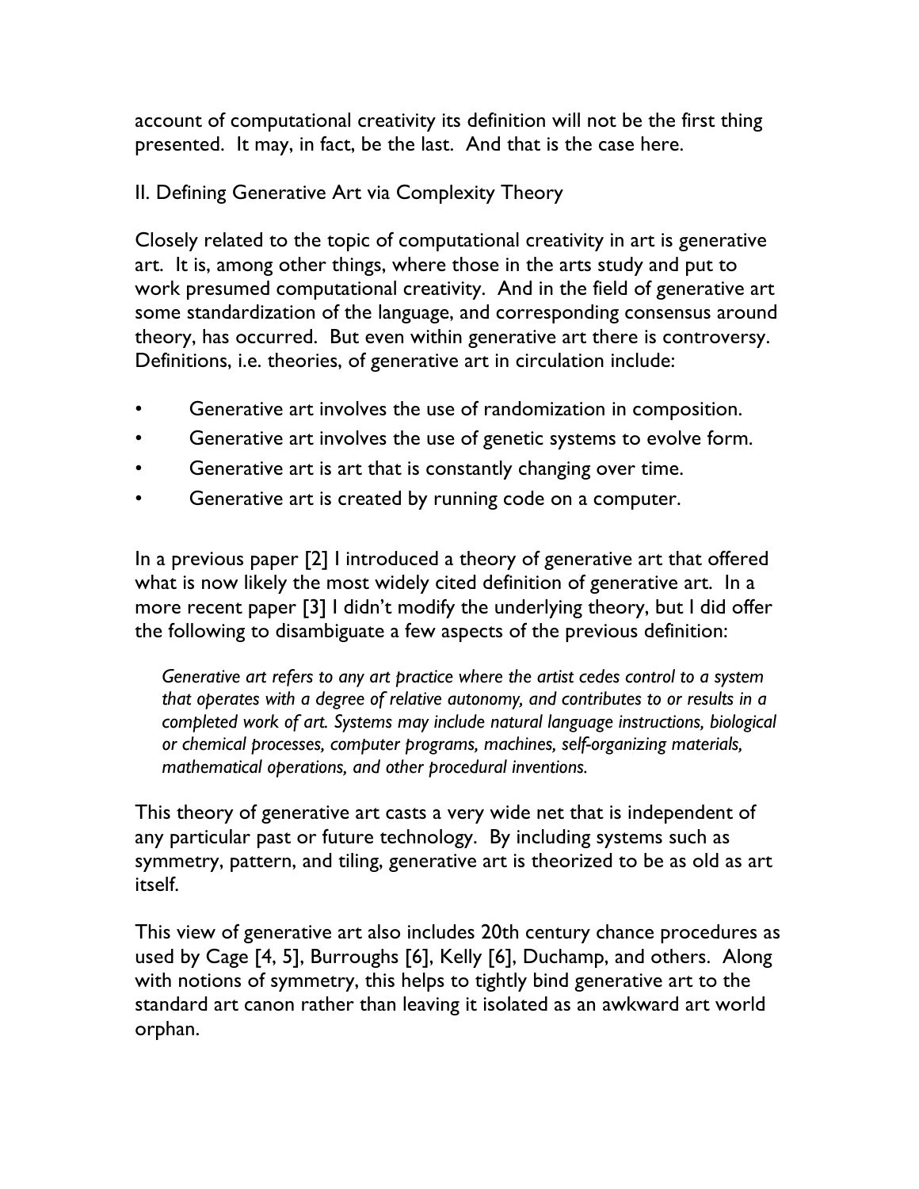account of computational creativity its definition will not be the first thing presented. It may, in fact, be the last. And that is the case here.

## II. Defining Generative Art via Complexity Theory

Closely related to the topic of computational creativity in art is generative art. It is, among other things, where those in the arts study and put to work presumed computational creativity. And in the field of generative art some standardization of the language, and corresponding consensus around theory, has occurred. But even within generative art there is controversy. Definitions, i.e. theories, of generative art in circulation include:

- Generative art involves the use of randomization in composition.
- Generative art involves the use of genetic systems to evolve form.
- Generative art is art that is constantly changing over time.
- Generative art is created by running code on a computer.

In a previous paper [2] I introduced a theory of generative art that offered what is now likely the most widely cited definition of generative art. In a more recent paper [3] I didn't modify the underlying theory, but I did offer the following to disambiguate a few aspects of the previous definition:

> *Generative art refers to any art practice where the artist cedes control to a system that operates with a degree of relative autonomy, and contributes to or results in a completed work of art. Systems may include natural language instructions, biological or chemical processes, computer programs, machines, self-organizing materials, mathematical operations, and other procedural inventions.*

This theory of generative art casts a very wide net that is independent of any particular past or future technology. By including systems such as symmetry, pattern, and tiling, generative art is theorized to be as old as art itself.

This view of generative art also includes 20th century chance procedures as used by Cage [4, 5], Burroughs [6], Kelly [6], Duchamp, and others. Along with notions of symmetry, this helps to tightly bind generative art to the standard art canon rather than leaving it isolated as an awkward art world orphan.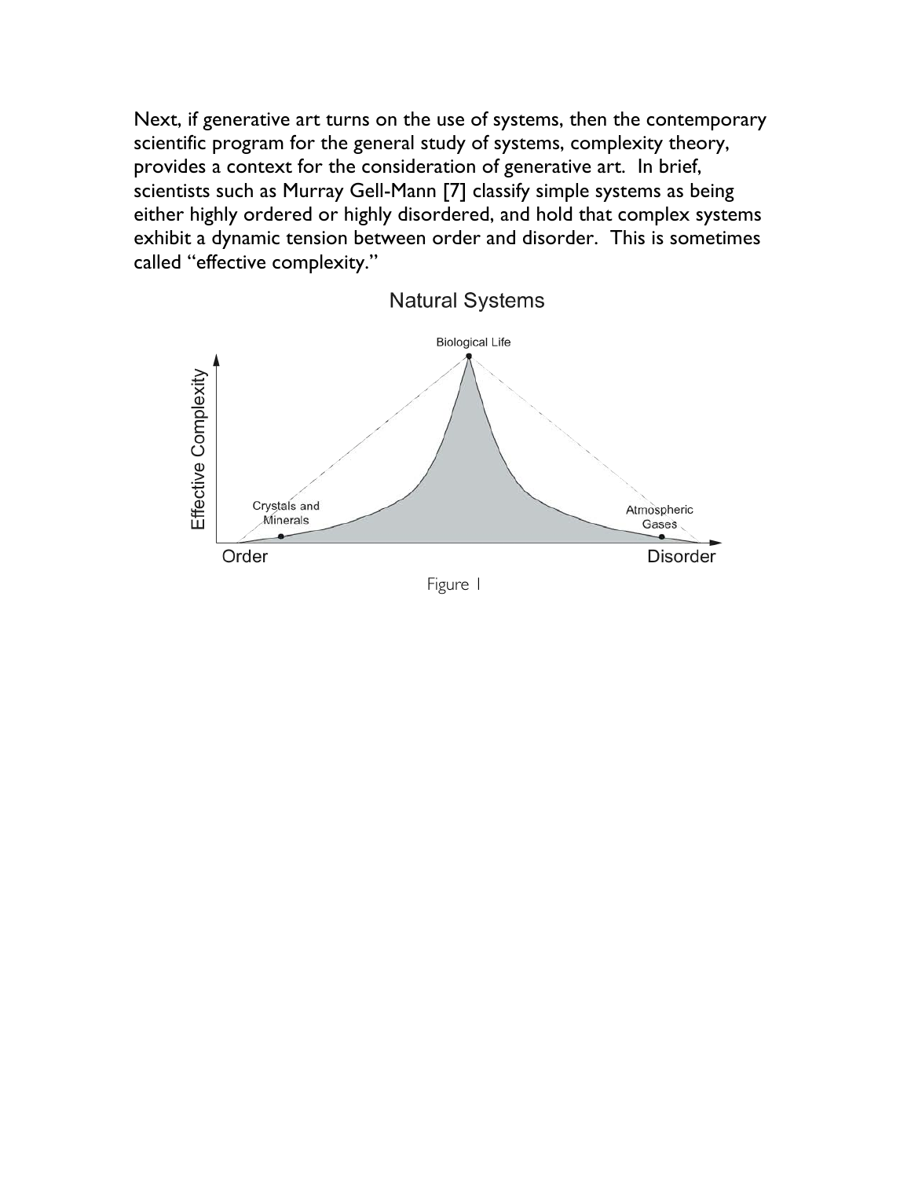Next, if generative art turns on the use of systems, then the contemporary scientific program for the general study of systems, complexity theory, provides a context for the consideration of generative art. In brief, scientists such as Murray Gell-Mann [7] classify simple systems as being either highly ordered or highly disordered, and hold that complex systems exhibit a dynamic tension between order and disorder. This is sometimes called "effective complexity."

Figure 1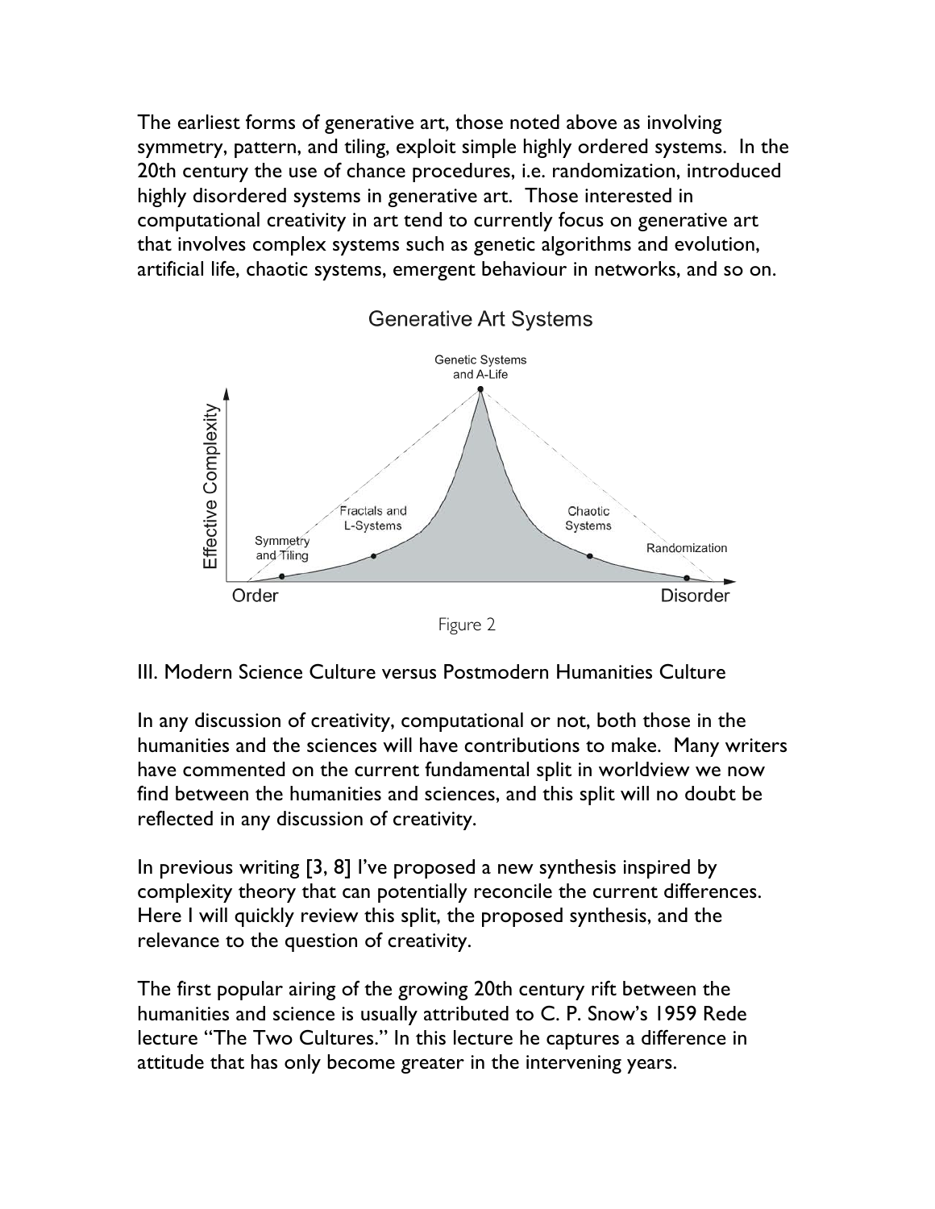The earliest forms of generative art, those noted above as involving symmetry, pattern, and tiling, exploit simple highly ordered systems. In the 20th century the use of chance procedures, i.e. randomization, introduced highly disordered systems in generative art. Those interested in computational creativity in art tend to currently focus on generative art that involves complex systems such as genetic algorithms and evolution, artificial life, chaotic systems, emergent behaviour in networks, and so on.

Figure 2

## III. Modern Science Culture versus Postmodern Humanities Culture

In any discussion of creativity, computational or not, both those in the humanities and the sciences will have contributions to make. Many writers have commented on the current fundamental split in worldview we now find between the humanities and sciences, and this split will no doubt be reflected in any discussion of creativity.

In previous writing [3, 8] I've proposed a new synthesis inspired by complexity theory that can potentially reconcile the current differences. Here I will quickly review this split, the proposed synthesis, and the relevance to the question of creativity.

The first popular airing of the growing 20th century rift between the humanities and science is usually attributed to C. P. Snow's 1959 Rede lecture "The Two Cultures." In this lecture he captures a difference in attitude that has only become greater in the intervening years.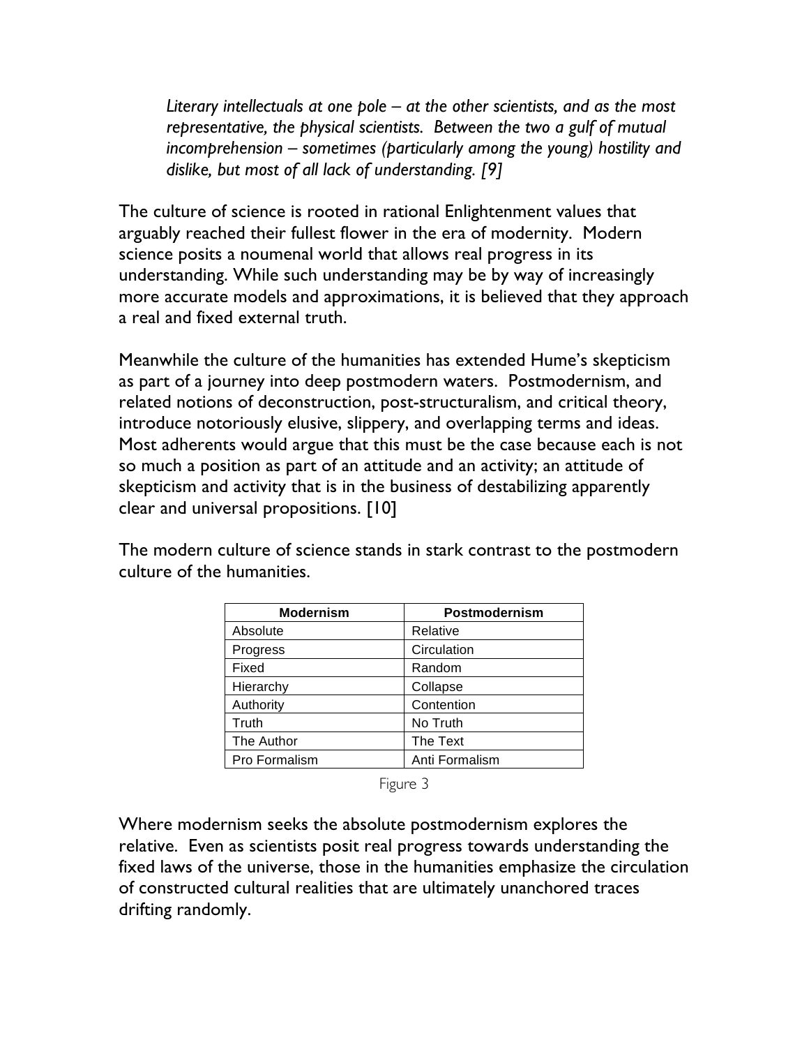> *Literary intellectuals at one pole – at the other scientists, and as the most representative, the physical scientists. Between the two a gulf of mutual incomprehension – sometimes (particularly among the young) hostility and dislike, but most of all lack of understanding. [9]*

The culture of science is rooted in rational Enlightenment values that arguably reached their fullest flower in the era of modernity. Modern science posits a noumenal world that allows real progress in its understanding. While such understanding may be by way of increasingly more accurate models and approximations, it is believed that they approach a real and fixed external truth.

Meanwhile the culture of the humanities has extended Hume's skepticism as part of a journey into deep postmodern waters. Postmodernism, and related notions of deconstruction, post-structuralism, and critical theory, introduce notoriously elusive, slippery, and overlapping terms and ideas. Most adherents would argue that this must be the case because each is not so much a position as part of an attitude and an activity; an attitude of skepticism and activity that is in the business of destabilizing apparently clear and universal propositions. [10]

The modern culture of science stands in stark contrast to the postmodern culture of the humanities.

| Modernism | Postmodernism |
|---|---|
| Absolute | Relative |
| Progress | Circulation |
| Fixed | Random |
| Hierarchy | Collapse |
| Authority | Contention |
| Truth | No Truth |
| The Author | The Text |
| Pro Formalism | Anti Formalism |

Figure 3

Where modernism seeks the absolute postmodernism explores the relative. Even as scientists posit real progress towards understanding the fixed laws of the universe, those in the humanities emphasize the circulation of constructed cultural realities that are ultimately unanchored traces drifting randomly.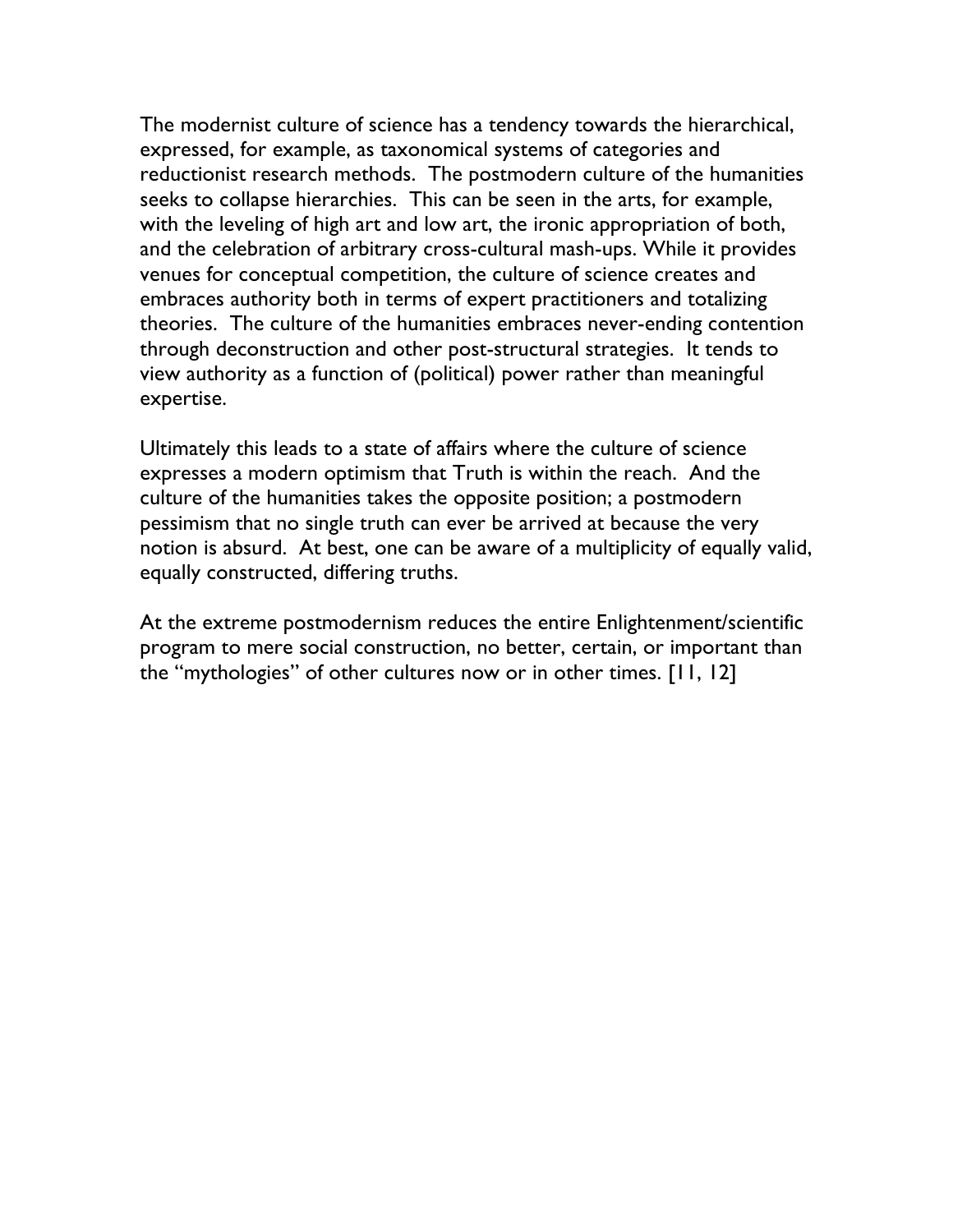The modernist culture of science has a tendency towards the hierarchical, expressed, for example, as taxonomical systems of categories and reductionist research methods. The postmodern culture of the humanities seeks to collapse hierarchies. This can be seen in the arts, for example, with the leveling of high art and low art, the ironic appropriation of both, and the celebration of arbitrary cross-cultural mash-ups. While it provides venues for conceptual competition, the culture of science creates and embraces authority both in terms of expert practitioners and totalizing theories. The culture of the humanities embraces never-ending contention through deconstruction and other post-structural strategies. It tends to view authority as a function of (political) power rather than meaningful expertise.

Ultimately this leads to a state of affairs where the culture of science expresses a modern optimism that Truth is within the reach. And the culture of the humanities takes the opposite position; a postmodern pessimism that no single truth can ever be arrived at because the very notion is absurd. At best, one can be aware of a multiplicity of equally valid, equally constructed, differing truths.

At the extreme postmodernism reduces the entire Enlightenment/scientific program to mere social construction, no better, certain, or important than the "mythologies" of other cultures now or in other times. [11, 12]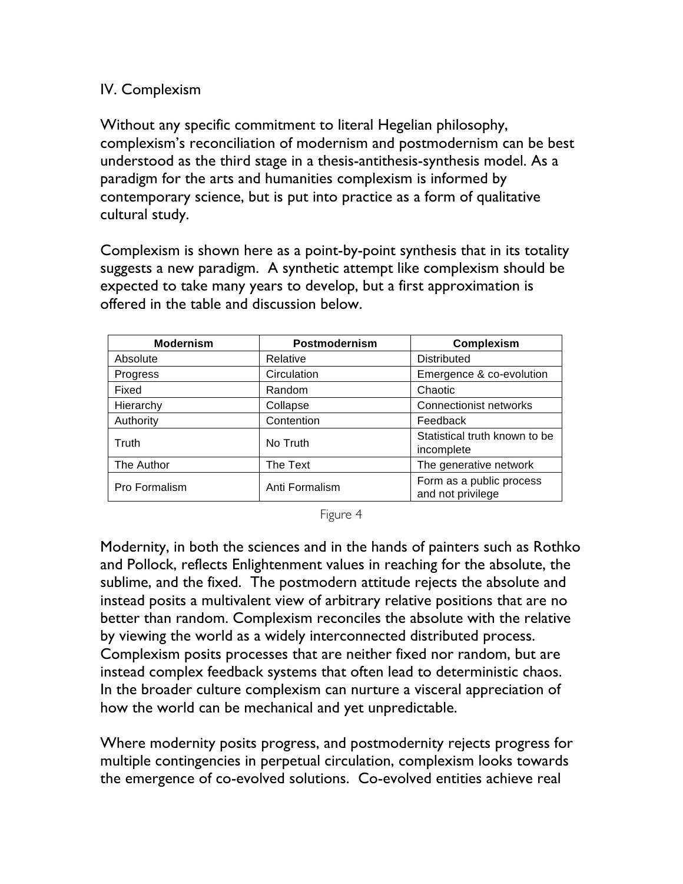## IV. Complexism

Without any specific commitment to literal Hegelian philosophy, complexism's reconciliation of modernism and postmodernism can be best understood as the third stage in a thesis-antithesis-synthesis model. As a paradigm for the arts and humanities complexism is informed by contemporary science, but is put into practice as a form of qualitative cultural study.

Complexism is shown here as a point-by-point synthesis that in its totality suggests a new paradigm. A synthetic attempt like complexism should be expected to take many years to develop, but a first approximation is offered in the table and discussion below.

| Modernism | Postmodernism | Complexism |
|---|---|---|
| Absolute | Relative | Distributed |
| Progress | Circulation | Emergence & co-evolution |
| Fixed | Random | Chaotic |
| Hierarchy | Collapse | Connectionist networks |
| Authority | Contention | Feedback |
| Truth | No Truth | Statistical truth known to be incomplete |
| The Author | The Text | The generative network |
| Pro Formalism | Anti Formalism | Form as a public process and not privilege |

Figure 4

Modernity, in both the sciences and in the hands of painters such as Rothko and Pollock, reflects Enlightenment values in reaching for the absolute, the sublime, and the fixed. The postmodern attitude rejects the absolute and instead posits a multivalent view of arbitrary relative positions that are no better than random. Complexism reconciles the absolute with the relative by viewing the world as a widely interconnected distributed process. Complexism posits processes that are neither fixed nor random, but are instead complex feedback systems that often lead to deterministic chaos. In the broader culture complexism can nurture a visceral appreciation of how the world can be mechanical and yet unpredictable.

Where modernity posits progress, and postmodernity rejects progress for multiple contingencies in perpetual circulation, complexism looks towards the emergence of co-evolved solutions. Co-evolved entities achieve real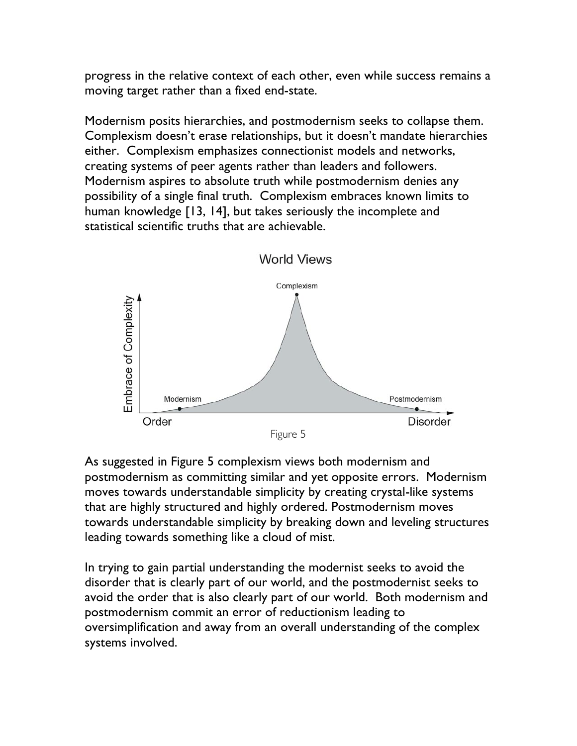progress in the relative context of each other, even while success remains a moving target rather than a fixed end-state.

Modernism posits hierarchies, and postmodernism seeks to collapse them. Complexism doesn't erase relationships, but it doesn't mandate hierarchies either. Complexism emphasizes connectionist models and networks, creating systems of peer agents rather than leaders and followers. Modernism aspires to absolute truth while postmodernism denies any possibility of a single final truth. Complexism embraces known limits to human knowledge [13, 14], but takes seriously the incomplete and statistical scientific truths that are achievable.

Figure 5

As suggested in Figure 5 complexism views both modernism and postmodernism as committing similar and yet opposite errors. Modernism moves towards understandable simplicity by creating crystal-like systems that are highly structured and highly ordered. Postmodernism moves towards understandable simplicity by breaking down and leveling structures leading towards something like a cloud of mist.

In trying to gain partial understanding the modernist seeks to avoid the disorder that is clearly part of our world, and the postmodernist seeks to avoid the order that is also clearly part of our world. Both modernism and postmodernism commit an error of reductionism leading to oversimplification and away from an overall understanding of the complex systems involved.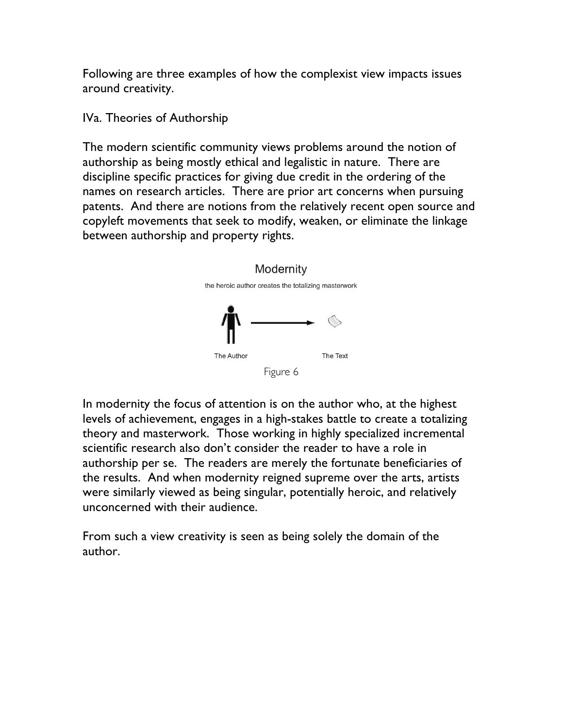Following are three examples of how the complexist view impacts issues around creativity.

## IVa. Theories of Authorship

The modern scientific community views problems around the notion of authorship as being mostly ethical and legalistic in nature. There are discipline specific practices for giving due credit in the ordering of the names on research articles. There are prior art concerns when pursuing patents. And there are notions from the relatively recent open source and copyleft movements that seek to modify, weaken, or eliminate the linkage between authorship and property rights.

Modernity

the heroic author creates the totalizing masterwork

The Author → The Text

Figure 6

In modernity the focus of attention is on the author who, at the highest levels of achievement, engages in a high-stakes battle to create a totalizing theory and masterwork. Those working in highly specialized incremental scientific research also don't consider the reader to have a role in authorship per se. The readers are merely the fortunate beneficiaries of the results. And when modernity reigned supreme over the arts, artists were similarly viewed as being singular, potentially heroic, and relatively unconcerned with their audience.

From such a view creativity is seen as being solely the domain of the author.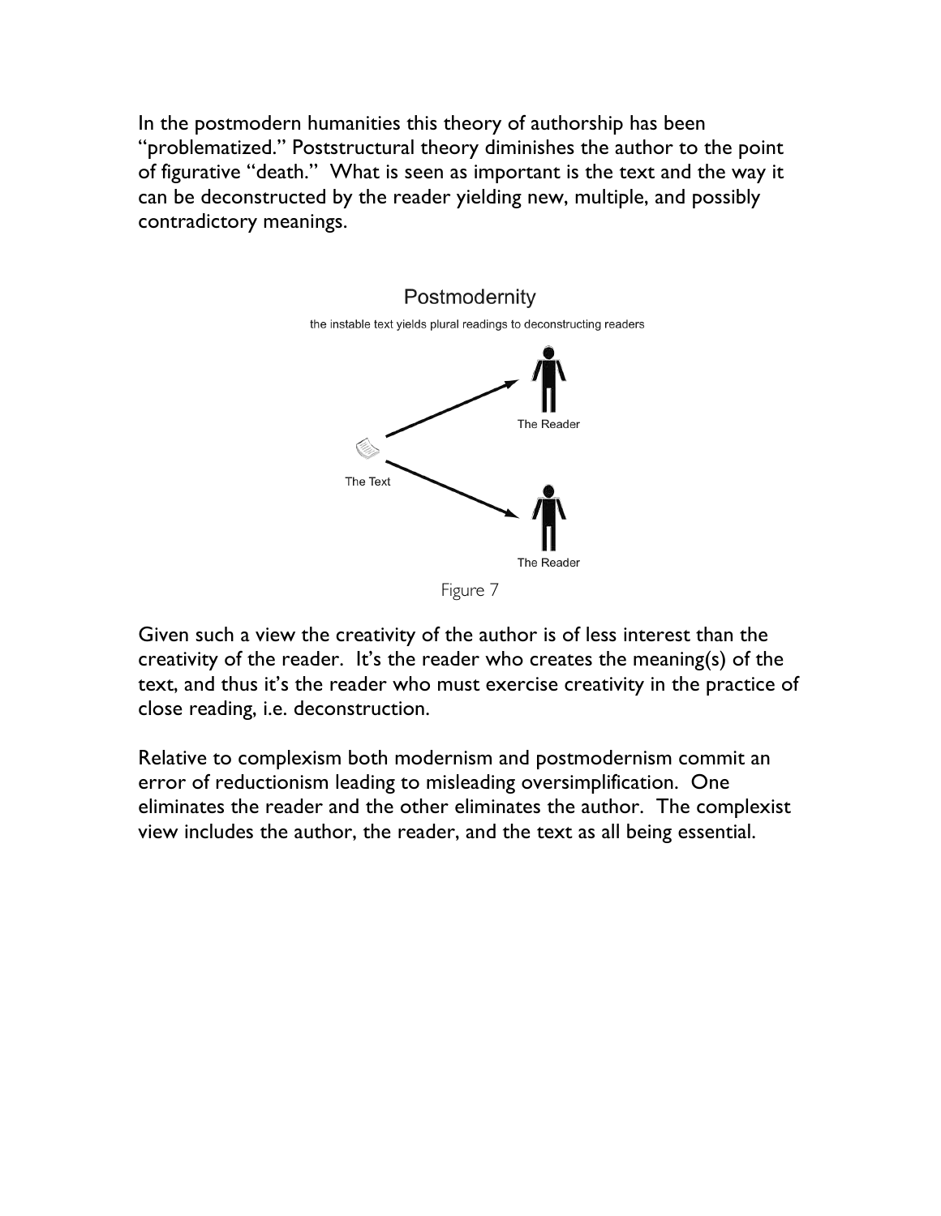In the postmodern humanities this theory of authorship has been "problematized." Poststructural theory diminishes the author to the point of figurative "death." What is seen as important is the text and the way it can be deconstructed by the reader yielding new, multiple, and possibly contradictory meanings.

Postmodernity

the instable text yields plural readings to deconstructing readers

The Text

The Reader

The Reader

Figure 7

Given such a view the creativity of the author is of less interest than the creativity of the reader. It's the reader who creates the meaning(s) of the text, and thus it's the reader who must exercise creativity in the practice of close reading, i.e. deconstruction.

Relative to complexism both modernism and postmodernism commit an error of reductionism leading to misleading oversimplification. One eliminates the reader and the other eliminates the author. The complexist view includes the author, the reader, and the text as all being essential.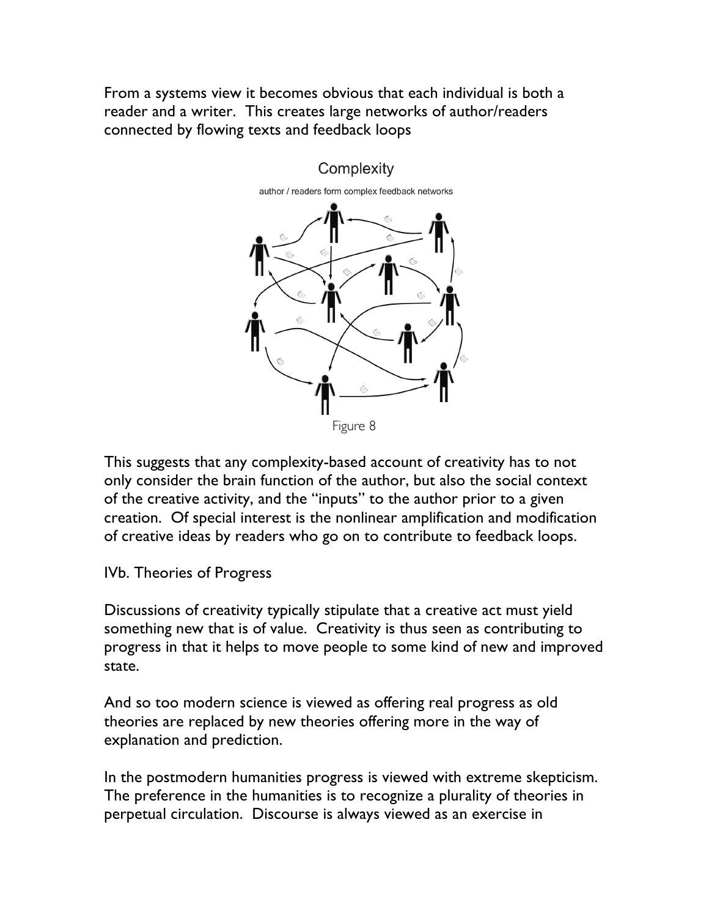From a systems view it becomes obvious that each individual is both a reader and a writer. This creates large networks of author/readers connected by flowing texts and feedback loops

Complexity

author / readers form complex feedback networks

Figure 8

This suggests that any complexity-based account of creativity has to not only consider the brain function of the author, but also the social context of the creative activity, and the "inputs" to the author prior to a given creation. Of special interest is the nonlinear amplification and modification of creative ideas by readers who go on to contribute to feedback loops.

IVb. Theories of Progress

Discussions of creativity typically stipulate that a creative act must yield something new that is of value. Creativity is thus seen as contributing to progress in that it helps to move people to some kind of new and improved state.

And so too modern science is viewed as offering real progress as old theories are replaced by new theories offering more in the way of explanation and prediction.

In the postmodern humanities progress is viewed with extreme skepticism. The preference in the humanities is to recognize a plurality of theories in perpetual circulation. Discourse is always viewed as an exercise in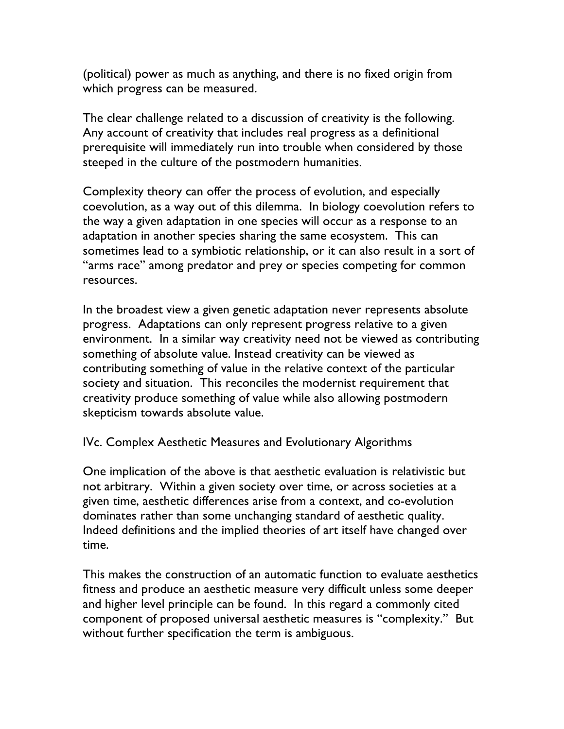(political) power as much as anything, and there is no fixed origin from which progress can be measured.

The clear challenge related to a discussion of creativity is the following. Any account of creativity that includes real progress as a definitional prerequisite will immediately run into trouble when considered by those steeped in the culture of the postmodern humanities.

Complexity theory can offer the process of evolution, and especially coevolution, as a way out of this dilemma. In biology coevolution refers to the way a given adaptation in one species will occur as a response to an adaptation in another species sharing the same ecosystem. This can sometimes lead to a symbiotic relationship, or it can also result in a sort of "arms race" among predator and prey or species competing for common resources.

In the broadest view a given genetic adaptation never represents absolute progress. Adaptations can only represent progress relative to a given environment. In a similar way creativity need not be viewed as contributing something of absolute value. Instead creativity can be viewed as contributing something of value in the relative context of the particular society and situation. This reconciles the modernist requirement that creativity produce something of value while also allowing postmodern skepticism towards absolute value.

### IVc. Complex Aesthetic Measures and Evolutionary Algorithms

One implication of the above is that aesthetic evaluation is relativistic but not arbitrary. Within a given society over time, or across societies at a given time, aesthetic differences arise from a context, and co-evolution dominates rather than some unchanging standard of aesthetic quality. Indeed definitions and the implied theories of art itself have changed over time.

This makes the construction of an automatic function to evaluate aesthetics fitness and produce an aesthetic measure very difficult unless some deeper and higher level principle can be found. In this regard a commonly cited component of proposed universal aesthetic measures is "complexity." But without further specification the term is ambiguous.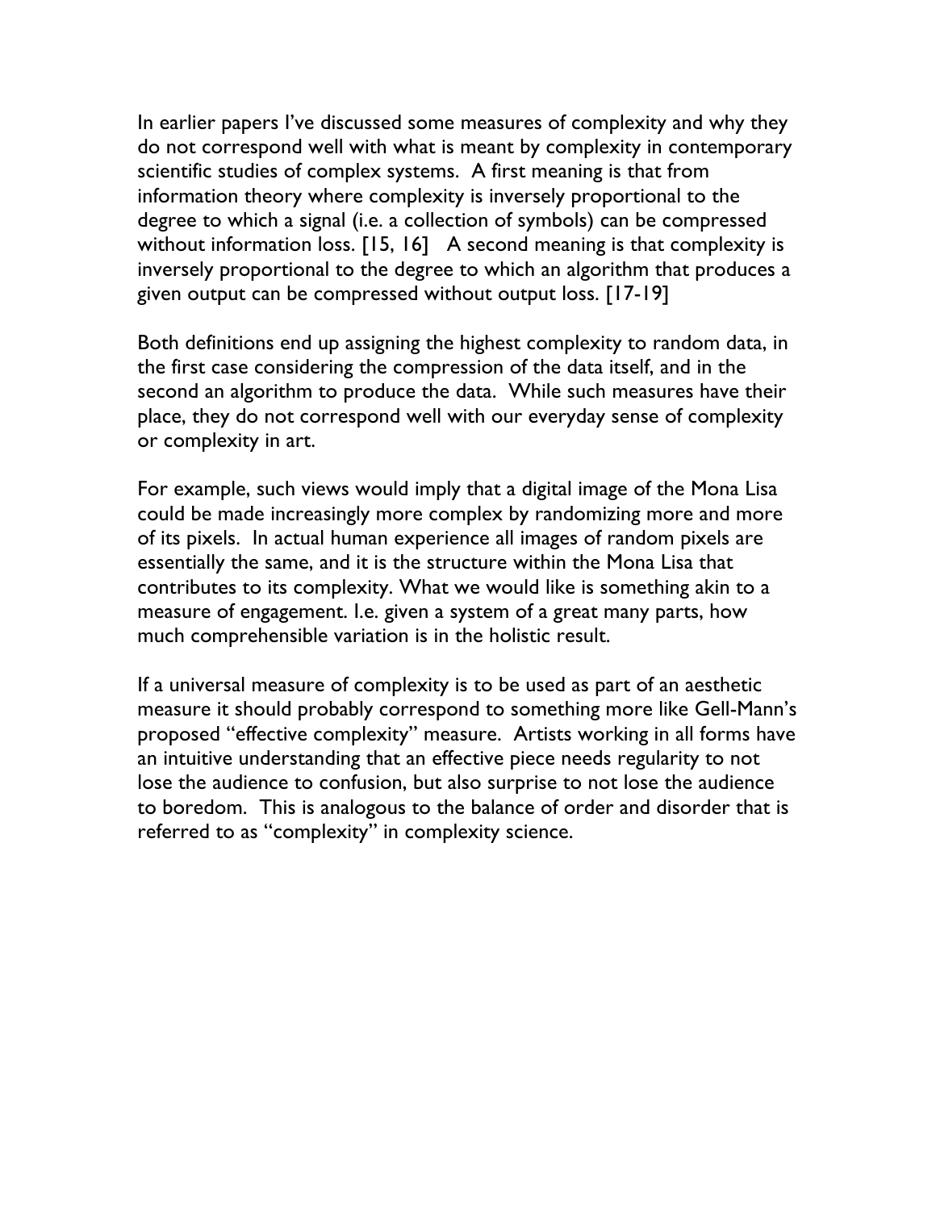In earlier papers I've discussed some measures of complexity and why they do not correspond well with what is meant by complexity in contemporary scientific studies of complex systems. A first meaning is that from information theory where complexity is inversely proportional to the degree to which a signal (i.e. a collection of symbols) can be compressed without information loss. [15, 16] A second meaning is that complexity is inversely proportional to the degree to which an algorithm that produces a given output can be compressed without output loss. [17-19]

Both definitions end up assigning the highest complexity to random data, in the first case considering the compression of the data itself, and in the second an algorithm to produce the data. While such measures have their place, they do not correspond well with our everyday sense of complexity or complexity in art.

For example, such views would imply that a digital image of the Mona Lisa could be made increasingly more complex by randomizing more and more of its pixels. In actual human experience all images of random pixels are essentially the same, and it is the structure within the Mona Lisa that contributes to its complexity. What we would like is something akin to a measure of engagement. I.e. given a system of a great many parts, how much comprehensible variation is in the holistic result.

If a universal measure of complexity is to be used as part of an aesthetic measure it should probably correspond to something more like Gell-Mann's proposed "effective complexity" measure. Artists working in all forms have an intuitive understanding that an effective piece needs regularity to not lose the audience to confusion, but also surprise to not lose the audience to boredom. This is analogous to the balance of order and disorder that is referred to as "complexity" in complexity science.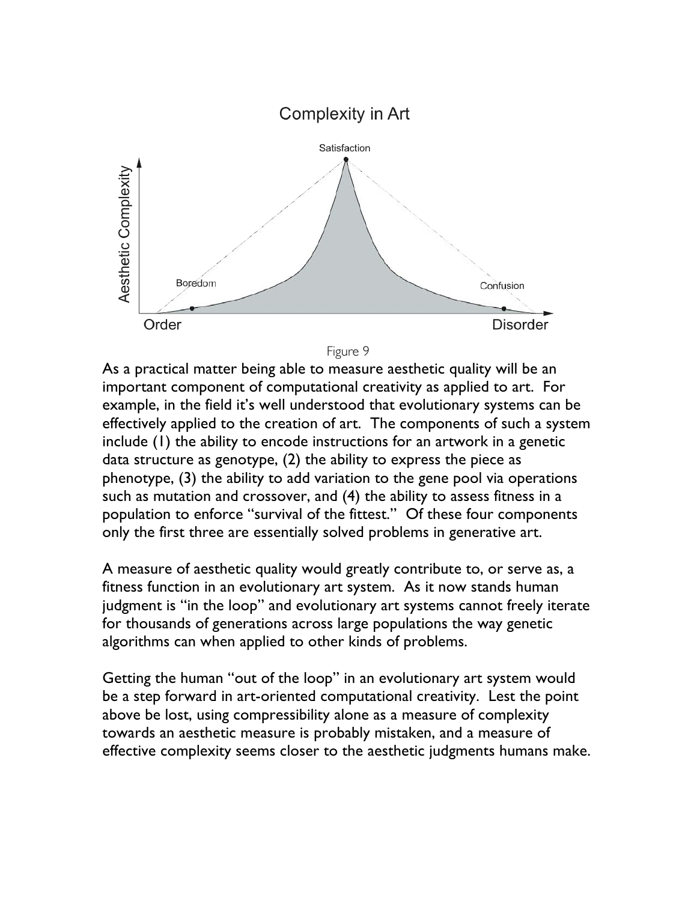Figure 9

As a practical matter being able to measure aesthetic quality will be an important component of computational creativity as applied to art. For example, in the field it's well understood that evolutionary systems can be effectively applied to the creation of art. The components of such a system include (1) the ability to encode instructions for an artwork in a genetic data structure as genotype, (2) the ability to express the piece as phenotype, (3) the ability to add variation to the gene pool via operations such as mutation and crossover, and (4) the ability to assess fitness in a population to enforce "survival of the fittest." Of these four components only the first three are essentially solved problems in generative art.

A measure of aesthetic quality would greatly contribute to, or serve as, a fitness function in an evolutionary art system. As it now stands human judgment is "in the loop" and evolutionary art systems cannot freely iterate for thousands of generations across large populations the way genetic algorithms can when applied to other kinds of problems.

Getting the human "out of the loop" in an evolutionary art system would be a step forward in art-oriented computational creativity. Lest the point above be lost, using compressibility alone as a measure of complexity towards an aesthetic measure is probably mistaken, and a measure of effective complexity seems closer to the aesthetic judgments humans make.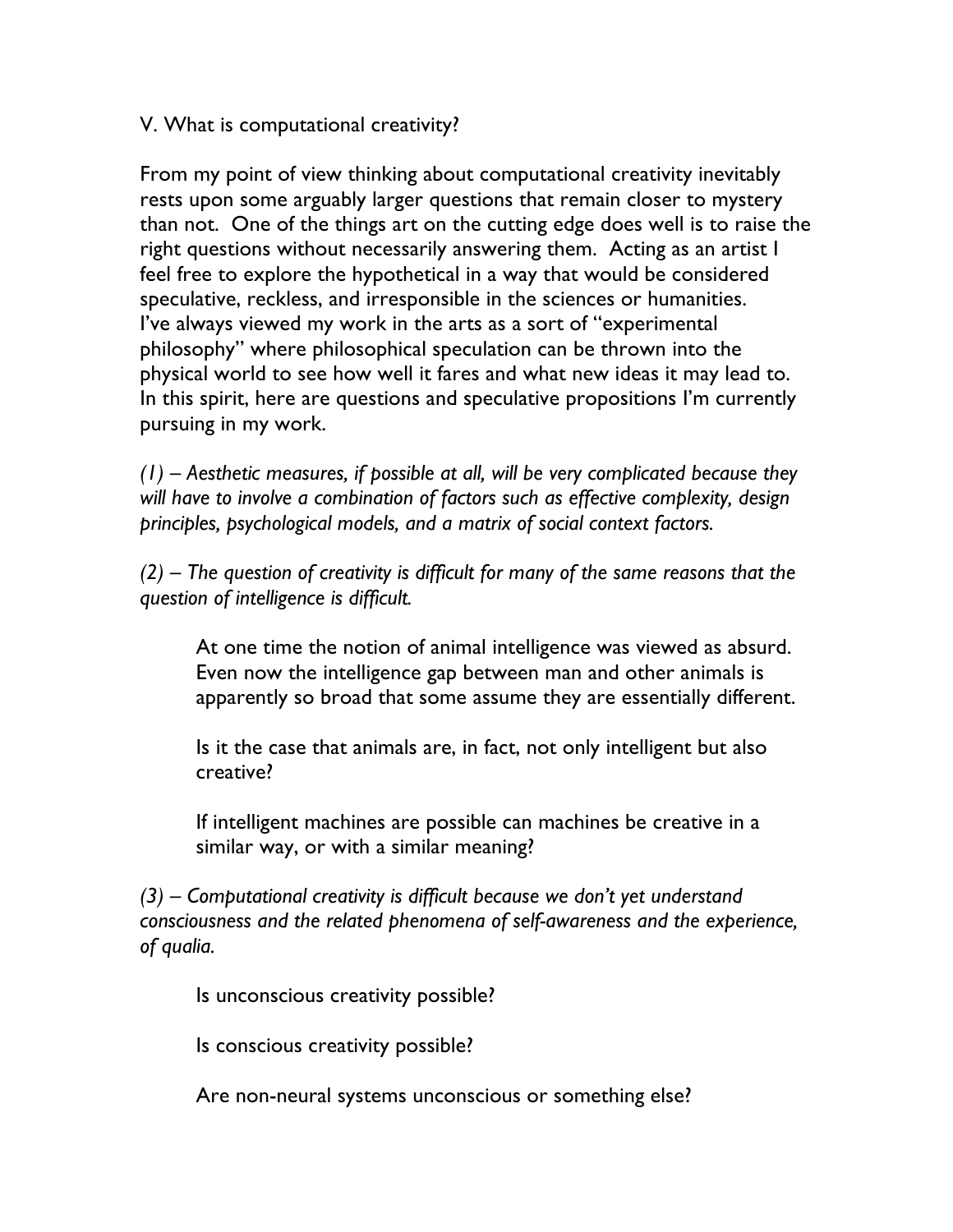## V. What is computational creativity?

From my point of view thinking about computational creativity inevitably rests upon some arguably larger questions that remain closer to mystery than not. One of the things art on the cutting edge does well is to raise the right questions without necessarily answering them. Acting as an artist I feel free to explore the hypothetical in a way that would be considered speculative, reckless, and irresponsible in the sciences or humanities. I've always viewed my work in the arts as a sort of "experimental philosophy" where philosophical speculation can be thrown into the physical world to see how well it fares and what new ideas it may lead to. In this spirit, here are questions and speculative propositions I'm currently pursuing in my work.

*(1) – Aesthetic measures, if possible at all, will be very complicated because they will have to involve a combination of factors such as effective complexity, design principles, psychological models, and a matrix of social context factors.*

*(2) – The question of creativity is difficult for many of the same reasons that the question of intelligence is difficult.*

> At one time the notion of animal intelligence was viewed as absurd. Even now the intelligence gap between man and other animals is apparently so broad that some assume they are essentially different.
>
> Is it the case that animals are, in fact, not only intelligent but also creative?
>
> If intelligent machines are possible can machines be creative in a similar way, or with a similar meaning?

*(3) – Computational creativity is difficult because we don't yet understand consciousness and the related phenomena of self-awareness and the experience, of qualia.*

> Is unconscious creativity possible?
>
> Is conscious creativity possible?
>
> Are non-neural systems unconscious or something else?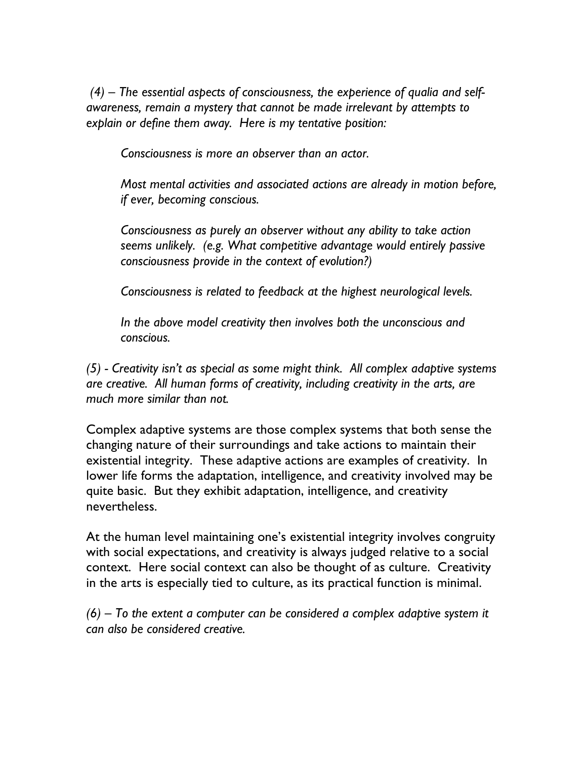*(4) – The essential aspects of consciousness, the experience of qualia and self-awareness, remain a mystery that cannot be made irrelevant by attempts to explain or define them away. Here is my tentative position:*

> *Consciousness is more an observer than an actor.*
>
> *Most mental activities and associated actions are already in motion before, if ever, becoming conscious.*
>
> *Consciousness as purely an observer without any ability to take action seems unlikely. (e.g. What competitive advantage would entirely passive consciousness provide in the context of evolution?)*
>
> *Consciousness is related to feedback at the highest neurological levels.*
>
> *In the above model creativity then involves both the unconscious and conscious.*

*(5) - Creativity isn't as special as some might think. All complex adaptive systems are creative. All human forms of creativity, including creativity in the arts, are much more similar than not.*

Complex adaptive systems are those complex systems that both sense the changing nature of their surroundings and take actions to maintain their existential integrity. These adaptive actions are examples of creativity. In lower life forms the adaptation, intelligence, and creativity involved may be quite basic. But they exhibit adaptation, intelligence, and creativity nevertheless.

At the human level maintaining one's existential integrity involves congruity with social expectations, and creativity is always judged relative to a social context. Here social context can also be thought of as culture. Creativity in the arts is especially tied to culture, as its practical function is minimal.

*(6) – To the extent a computer can be considered a complex adaptive system it can also be considered creative.*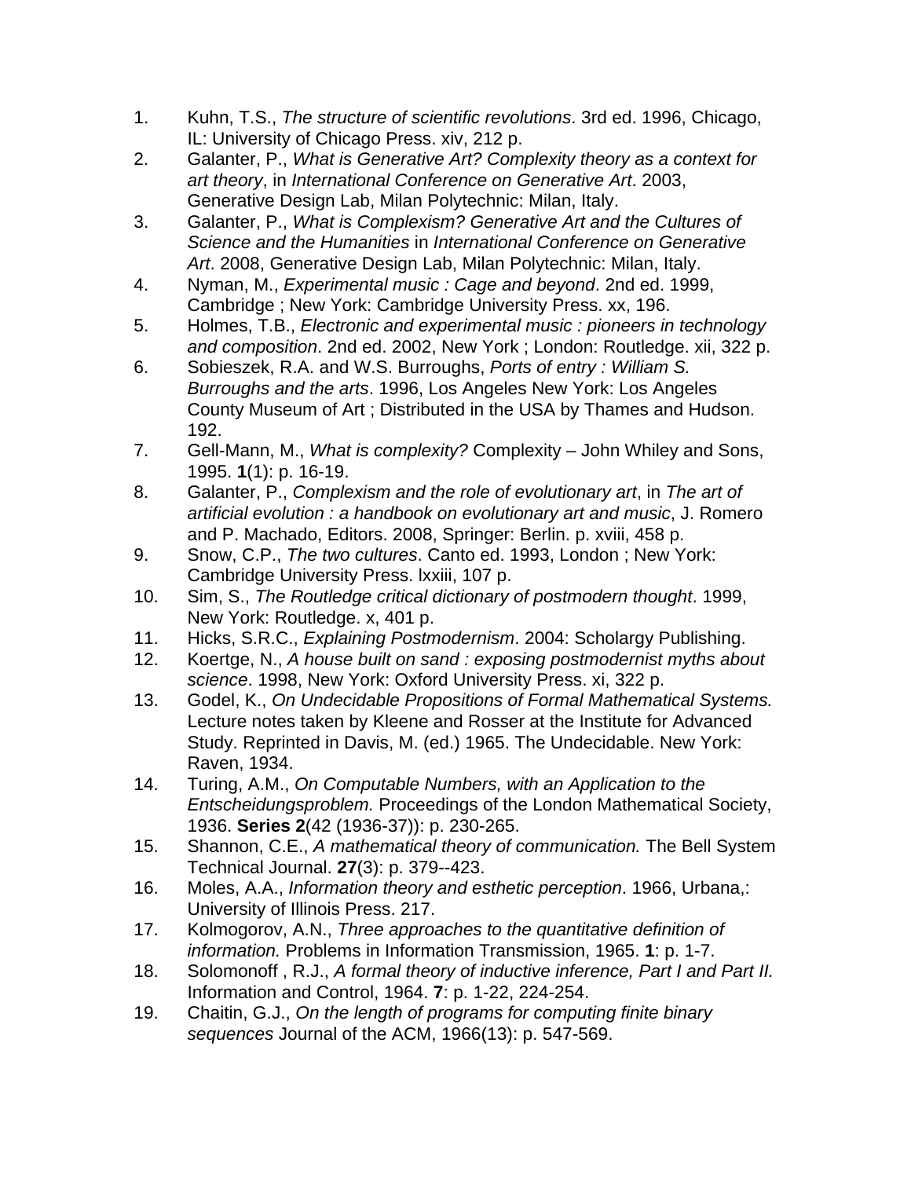1. Kuhn, T.S., *The structure of scientific revolutions*. 3rd ed. 1996, Chicago, IL: University of Chicago Press. xiv, 212 p.
2. Galanter, P., *What is Generative Art? Complexity theory as a context for art theory*, in *International Conference on Generative Art*. 2003, Generative Design Lab, Milan Polytechnic: Milan, Italy.
3. Galanter, P., *What is Complexism? Generative Art and the Cultures of Science and the Humanities* in *International Conference on Generative Art*. 2008, Generative Design Lab, Milan Polytechnic: Milan, Italy.
4. Nyman, M., *Experimental music : Cage and beyond*. 2nd ed. 1999, Cambridge ; New York: Cambridge University Press. xx, 196.
5. Holmes, T.B., *Electronic and experimental music : pioneers in technology and composition*. 2nd ed. 2002, New York ; London: Routledge. xii, 322 p.
6. Sobieszek, R.A. and W.S. Burroughs, *Ports of entry : William S. Burroughs and the arts*. 1996, Los Angeles New York: Los Angeles County Museum of Art ; Distributed in the USA by Thames and Hudson. 192.
7. Gell-Mann, M., *What is complexity?* Complexity – John Whiley and Sons, 1995. **1**(1): p. 16-19.
8. Galanter, P., *Complexism and the role of evolutionary art*, in *The art of artificial evolution : a handbook on evolutionary art and music*, J. Romero and P. Machado, Editors. 2008, Springer: Berlin. p. xviii, 458 p.
9. Snow, C.P., *The two cultures*. Canto ed. 1993, London ; New York: Cambridge University Press. lxxiii, 107 p.
10. Sim, S., *The Routledge critical dictionary of postmodern thought*. 1999, New York: Routledge. x, 401 p.
11. Hicks, S.R.C., *Explaining Postmodernism*. 2004: Scholargy Publishing.
12. Koertge, N., *A house built on sand : exposing postmodernist myths about science*. 1998, New York: Oxford University Press. xi, 322 p.
13. Godel, K., *On Undecidable Propositions of Formal Mathematical Systems.* Lecture notes taken by Kleene and Rosser at the Institute for Advanced Study. Reprinted in Davis, M. (ed.) 1965. The Undecidable. New York: Raven, 1934.
14. Turing, A.M., *On Computable Numbers, with an Application to the Entscheidungsproblem.* Proceedings of the London Mathematical Society, 1936. **Series 2**(42 (1936-37)): p. 230-265.
15. Shannon, C.E., *A mathematical theory of communication.* The Bell System Technical Journal. **27**(3): p. 379--423.
16. Moles, A.A., *Information theory and esthetic perception*. 1966, Urbana,: University of Illinois Press. 217.
17. Kolmogorov, A.N., *Three approaches to the quantitative definition of information.* Problems in Information Transmission, 1965. **1**: p. 1-7.
18. Solomonoff , R.J., *A formal theory of inductive inference, Part I and Part II.* Information and Control, 1964. **7**: p. 1-22, 224-254.
19. Chaitin, G.J., *On the length of programs for computing finite binary sequences* Journal of the ACM, 1966(13): p. 547-569.